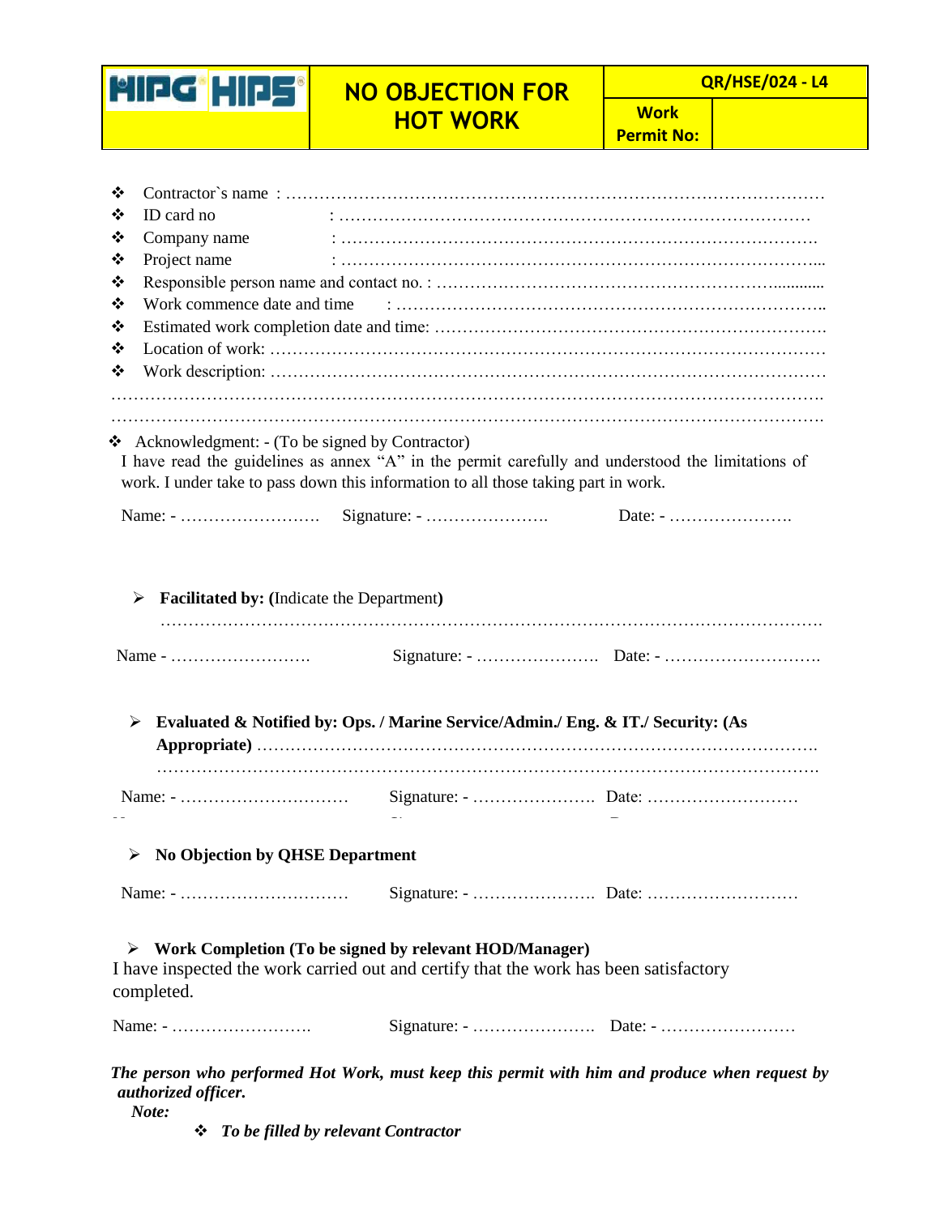| HIPG HIPS | NO OBJECTION FOR HOT WORK | QR/HSE/024 - L4 | |
|---|---|---|---|
| | | Work Permit No: | |

- Contractor`s name : …………………………………………………………………………………
- ID card no : ………………………………………………………………………
- Company name : ……………………………………………………………………….
- Project name : ………………………………………………………………………...
- Responsible person name and contact no. : ……………………………………………………............
- Work commence date and time : ………………………………………………………………..
- Estimated work completion date and time: ……………………………………………………………
- Location of work: ………………………………………………………………………………
- Work description: ………………………………………………………………………………

…………………………………………………………………………………………………………….

…………………………………………………………………………………………………………….

- Acknowledgment: - (To be signed by Contractor)

I have read the guidelines as annex "A" in the permit carefully and understood the limitations of work. I under take to pass down this information to all those taking part in work.

Name: - ……………………. Signature: - …………………. Date: - ………………….

- **Facilitated by: (**Indicate the Department**)**

…………………………………………………………………………………………………

Name - ……………………. Signature: - …………………. Date: - ……………………….

- **Evaluated & Notified by: Ops. / Marine Service/Admin./ Eng. & IT./ Security: (As Appropriate)** ………………………………………………………………………………….

………………………………………………………………………………………………………

Name: - ………………………… Signature: - …………………. Date: ………………………

- **No Objection by QHSE Department**

Name: - ………………………… Signature: - …………………. Date: ………………………

- **Work Completion (To be signed by relevant HOD/Manager)**

I have inspected the work carried out and certify that the work has been satisfactory completed.

Name: - ……………………. Signature: - …………………. Date: - ……………………

***The person who performed Hot Work, must keep this permit with him and produce when request by authorized officer.***

***Note:***

- ***To be filled by relevant Contractor***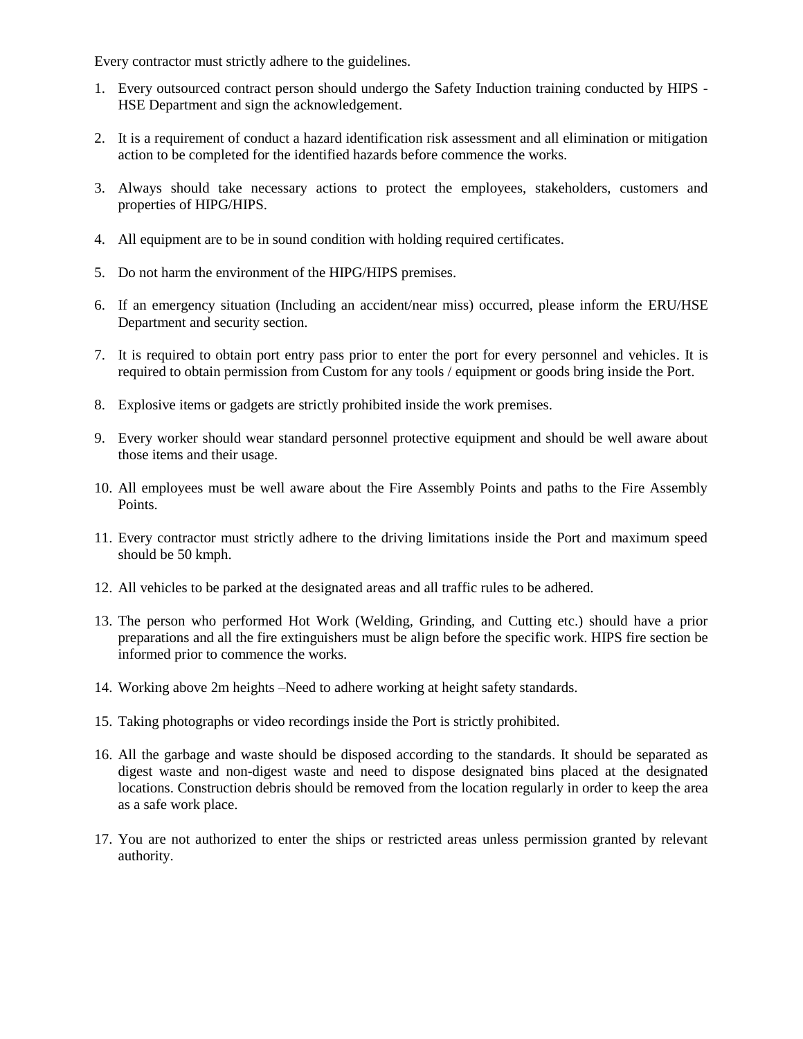Every contractor must strictly adhere to the guidelines.

1. Every outsourced contract person should undergo the Safety Induction training conducted by HIPS - HSE Department and sign the acknowledgement.

2. It is a requirement of conduct a hazard identification risk assessment and all elimination or mitigation action to be completed for the identified hazards before commence the works.

3. Always should take necessary actions to protect the employees, stakeholders, customers and properties of HIPG/HIPS.

4. All equipment are to be in sound condition with holding required certificates.

5. Do not harm the environment of the HIPG/HIPS premises.

6. If an emergency situation (Including an accident/near miss) occurred, please inform the ERU/HSE Department and security section.

7. It is required to obtain port entry pass prior to enter the port for every personnel and vehicles. It is required to obtain permission from Custom for any tools / equipment or goods bring inside the Port.

8. Explosive items or gadgets are strictly prohibited inside the work premises.

9. Every worker should wear standard personnel protective equipment and should be well aware about those items and their usage.

10. All employees must be well aware about the Fire Assembly Points and paths to the Fire Assembly Points.

11. Every contractor must strictly adhere to the driving limitations inside the Port and maximum speed should be 50 kmph.

12. All vehicles to be parked at the designated areas and all traffic rules to be adhered.

13. The person who performed Hot Work (Welding, Grinding, and Cutting etc.) should have a prior preparations and all the fire extinguishers must be align before the specific work. HIPS fire section be informed prior to commence the works.

14. Working above 2m heights –Need to adhere working at height safety standards.

15. Taking photographs or video recordings inside the Port is strictly prohibited.

16. All the garbage and waste should be disposed according to the standards. It should be separated as digest waste and non-digest waste and need to dispose designated bins placed at the designated locations. Construction debris should be removed from the location regularly in order to keep the area as a safe work place.

17. You are not authorized to enter the ships or restricted areas unless permission granted by relevant authority.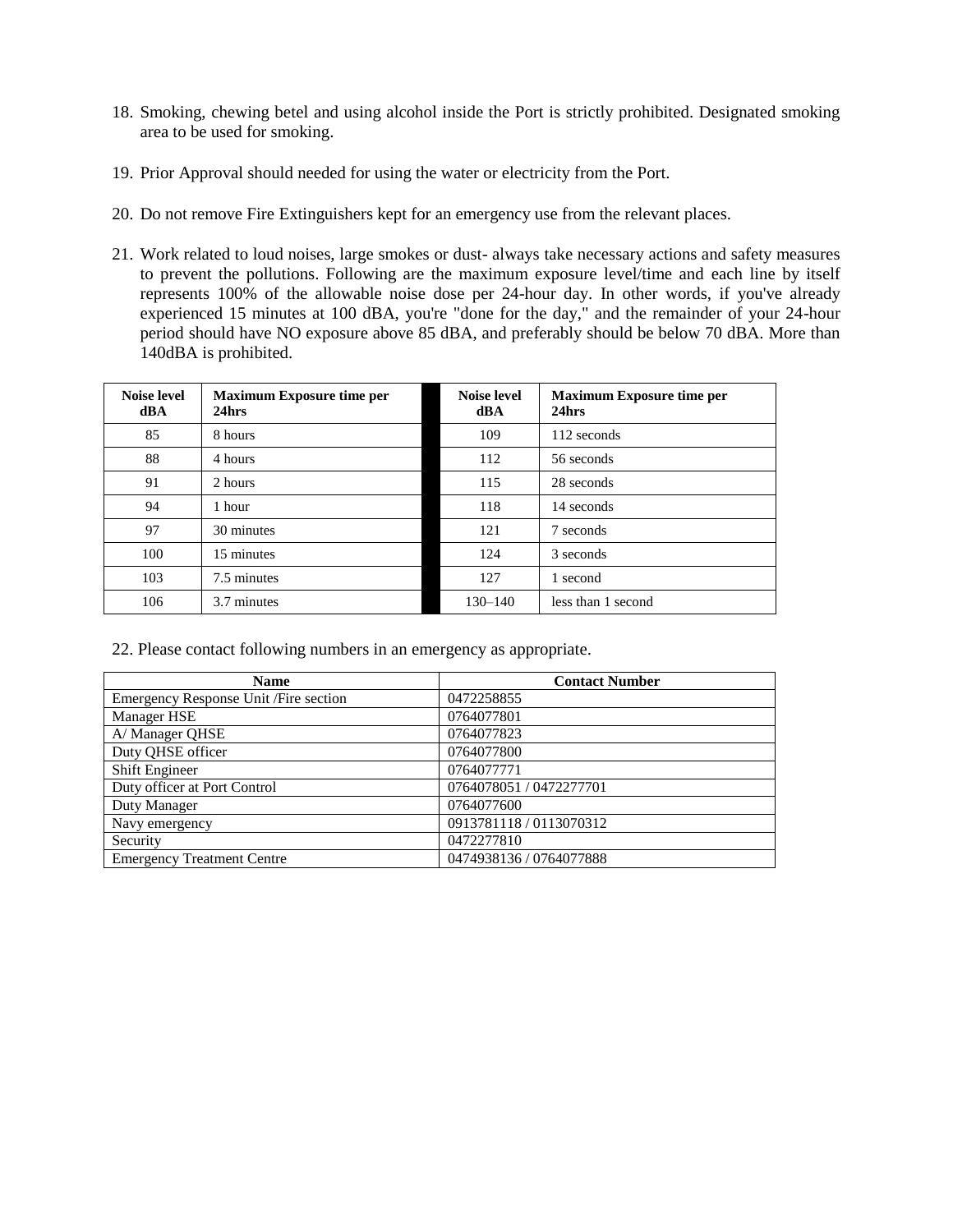18. Smoking, chewing betel and using alcohol inside the Port is strictly prohibited. Designated smoking area to be used for smoking.

19. Prior Approval should needed for using the water or electricity from the Port.

20. Do not remove Fire Extinguishers kept for an emergency use from the relevant places.

21. Work related to loud noises, large smokes or dust- always take necessary actions and safety measures to prevent the pollutions. Following are the maximum exposure level/time and each line by itself represents 100% of the allowable noise dose per 24-hour day. In other words, if you've already experienced 15 minutes at 100 dBA, you're "done for the day," and the remainder of your 24-hour period should have NO exposure above 85 dBA, and preferably should be below 70 dBA. More than 140dBA is prohibited.

| Noise level dBA | Maximum Exposure time per 24hrs | Noise level dBA | Maximum Exposure time per 24hrs |
|---|---|---|---|
| 85 | 8 hours | 109 | 112 seconds |
| 88 | 4 hours | 112 | 56 seconds |
| 91 | 2 hours | 115 | 28 seconds |
| 94 | 1 hour | 118 | 14 seconds |
| 97 | 30 minutes | 121 | 7 seconds |
| 100 | 15 minutes | 124 | 3 seconds |
| 103 | 7.5 minutes | 127 | 1 second |
| 106 | 3.7 minutes | 130–140 | less than 1 second |

22. Please contact following numbers in an emergency as appropriate.

| Name | Contact Number |
|---|---|
| Emergency Response Unit /Fire section | 0472258855 |
| Manager HSE | 0764077801 |
| A/ Manager QHSE | 0764077823 |
| Duty QHSE officer | 0764077800 |
| Shift Engineer | 0764077771 |
| Duty officer at Port Control | 0764078051 / 0472277701 |
| Duty Manager | 0764077600 |
| Navy emergency | 0913781118 / 0113070312 |
| Security | 0472277810 |
| Emergency Treatment Centre | 0474938136 / 0764077888 |